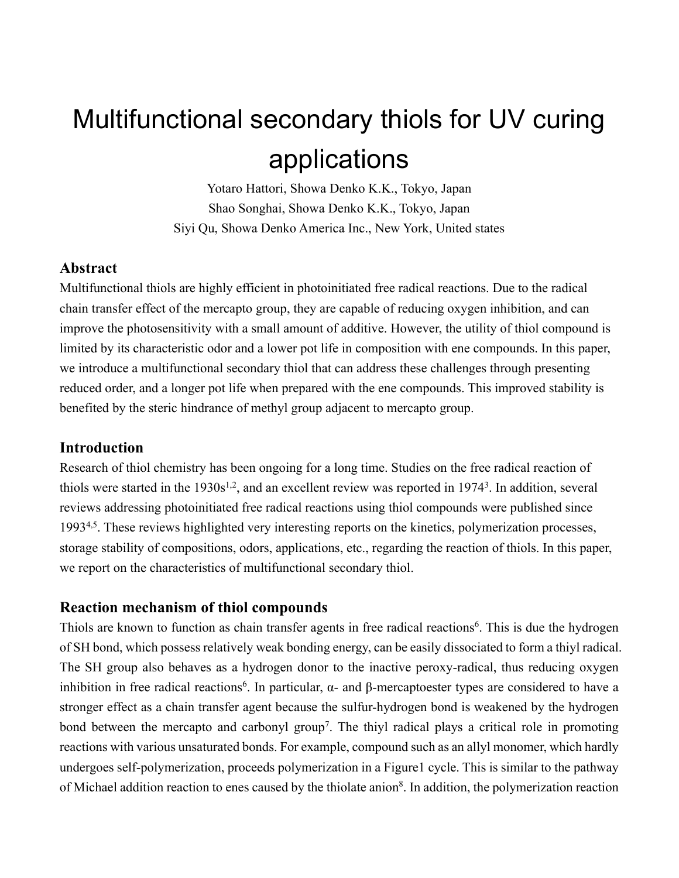# Multifunctional secondary thiols for UV curing applications

Yotaro Hattori, Showa Denko K.K., Tokyo, Japan
Shao Songhai, Showa Denko K.K., Tokyo, Japan
Siyi Qu, Showa Denko America Inc., New York, United states

## Abstract

Multifunctional thiols are highly efficient in photoinitiated free radical reactions. Due to the radical chain transfer effect of the mercapto group, they are capable of reducing oxygen inhibition, and can improve the photosensitivity with a small amount of additive. However, the utility of thiol compound is limited by its characteristic odor and a lower pot life in composition with ene compounds. In this paper, we introduce a multifunctional secondary thiol that can address these challenges through presenting reduced order, and a longer pot life when prepared with the ene compounds. This improved stability is benefited by the steric hindrance of methyl group adjacent to mercapto group.

## Introduction

Research of thiol chemistry has been ongoing for a long time. Studies on the free radical reaction of thiols were started in the 1930s[1,2], and an excellent review was reported in 1974[3]. In addition, several reviews addressing photoinitiated free radical reactions using thiol compounds were published since 1993[4,5]. These reviews highlighted very interesting reports on the kinetics, polymerization processes, storage stability of compositions, odors, applications, etc., regarding the reaction of thiols. In this paper, we report on the characteristics of multifunctional secondary thiol.

## Reaction mechanism of thiol compounds

Thiols are known to function as chain transfer agents in free radical reactions[6]. This is due the hydrogen of SH bond, which possess relatively weak bonding energy, can be easily dissociated to form a thiyl radical. The SH group also behaves as a hydrogen donor to the inactive peroxy-radical, thus reducing oxygen inhibition in free radical reactions[6]. In particular, α- and β-mercaptoester types are considered to have a stronger effect as a chain transfer agent because the sulfur-hydrogen bond is weakened by the hydrogen bond between the mercapto and carbonyl group[7]. The thiyl radical plays a critical role in promoting reactions with various unsaturated bonds. For example, compound such as an allyl monomer, which hardly undergoes self-polymerization, proceeds polymerization in a Figure1 cycle. This is similar to the pathway of Michael addition reaction to enes caused by the thiolate anion[8]. In addition, the polymerization reaction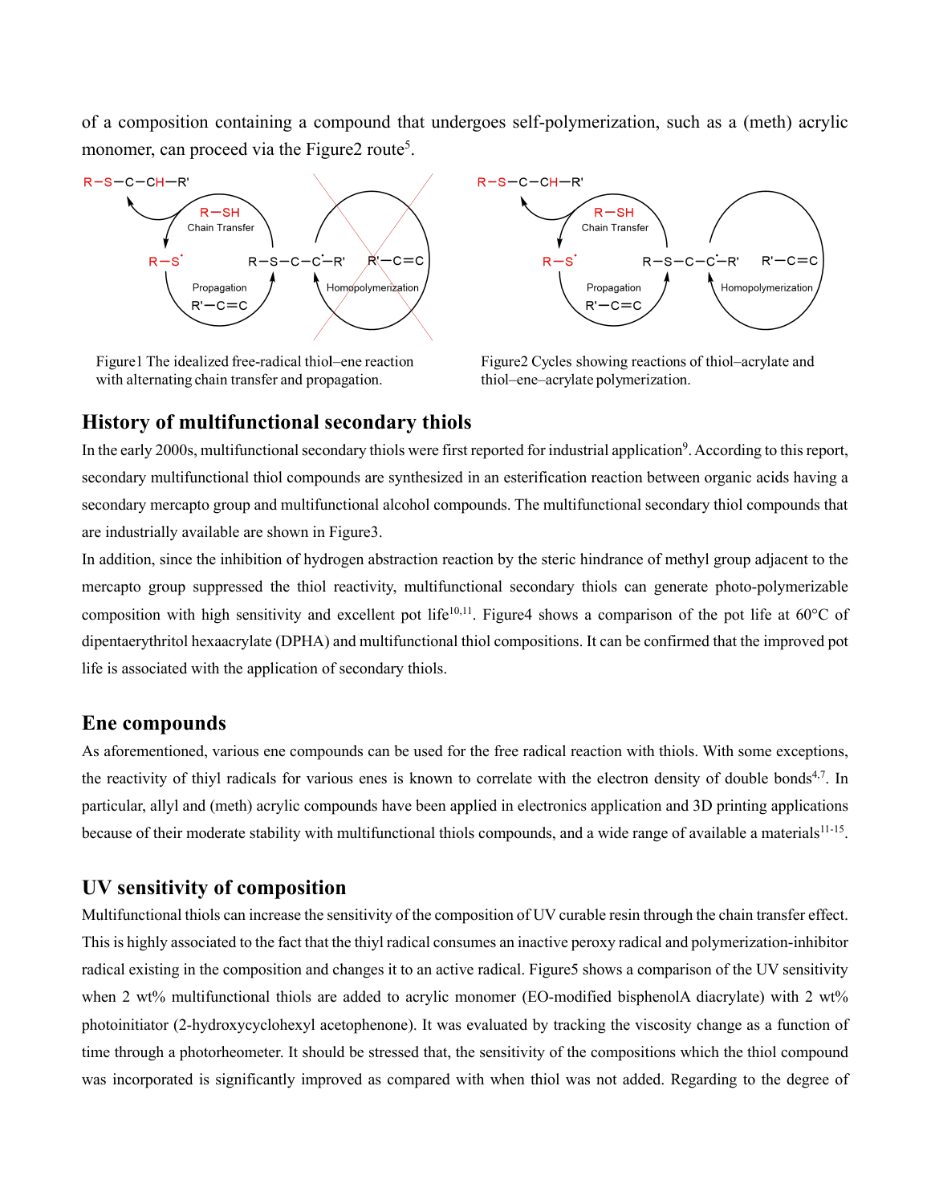of a composition containing a compound that undergoes self-polymerization, such as a (meth) acrylic monomer, can proceed via the Figure2 route[5].

Figure1 The idealized free-radical thiol–ene reaction with alternating chain transfer and propagation.

Figure2 Cycles showing reactions of thiol–acrylate and thiol–ene–acrylate polymerization.

## History of multifunctional secondary thiols

In the early 2000s, multifunctional secondary thiols were first reported for industrial application[9]. According to this report, secondary multifunctional thiol compounds are synthesized in an esterification reaction between organic acids having a secondary mercapto group and multifunctional alcohol compounds. The multifunctional secondary thiol compounds that are industrially available are shown in Figure3.

In addition, since the inhibition of hydrogen abstraction reaction by the steric hindrance of methyl group adjacent to the mercapto group suppressed the thiol reactivity, multifunctional secondary thiols can generate photo-polymerizable composition with high sensitivity and excellent pot life[10,11]. Figure4 shows a comparison of the pot life at 60°C of dipentaerythritol hexaacrylate (DPHA) and multifunctional thiol compositions. It can be confirmed that the improved pot life is associated with the application of secondary thiols.

## Ene compounds

As aforementioned, various ene compounds can be used for the free radical reaction with thiols. With some exceptions, the reactivity of thiyl radicals for various enes is known to correlate with the electron density of double bonds[4,7]. In particular, allyl and (meth) acrylic compounds have been applied in electronics application and 3D printing applications because of their moderate stability with multifunctional thiols compounds, and a wide range of available a materials[11-15].

## UV sensitivity of composition

Multifunctional thiols can increase the sensitivity of the composition of UV curable resin through the chain transfer effect. This is highly associated to the fact that the thiyl radical consumes an inactive peroxy radical and polymerization-inhibitor radical existing in the composition and changes it to an active radical. Figure5 shows a comparison of the UV sensitivity when 2 wt% multifunctional thiols are added to acrylic monomer (EO-modified bisphenolA diacrylate) with 2 wt% photoinitiator (2-hydroxycyclohexyl acetophenone). It was evaluated by tracking the viscosity change as a function of time through a photorheometer. It should be stressed that, the sensitivity of the compositions which the thiol compound was incorporated is significantly improved as compared with when thiol was not added. Regarding to the degree of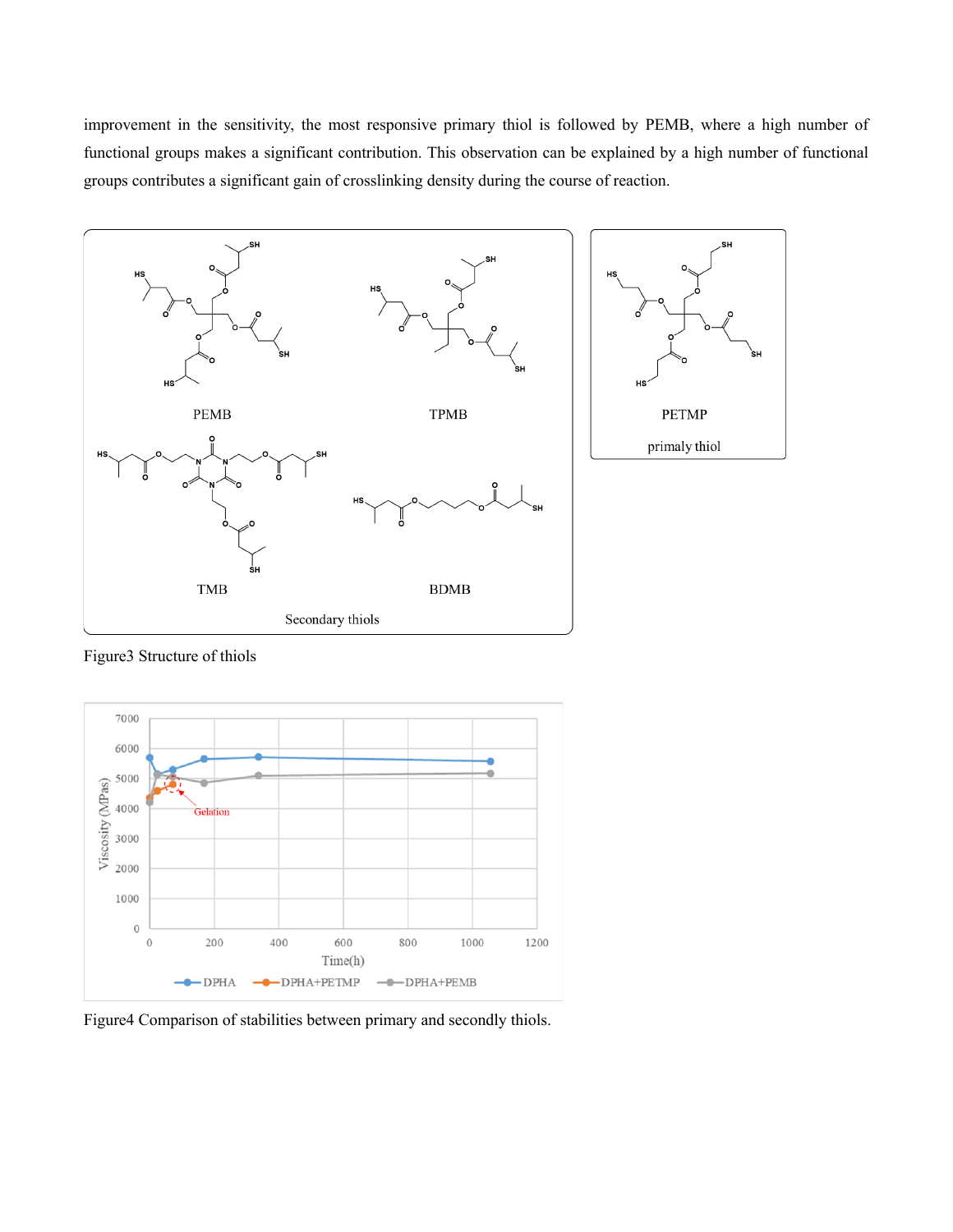improvement in the sensitivity, the most responsive primary thiol is followed by PEMB, where a high number of functional groups makes a significant contribution. This observation can be explained by a high number of functional groups contributes a significant gain of crosslinking density during the course of reaction.

Figure3 Structure of thiols

Figure4 Comparison of stabilities between primary and secondly thiols.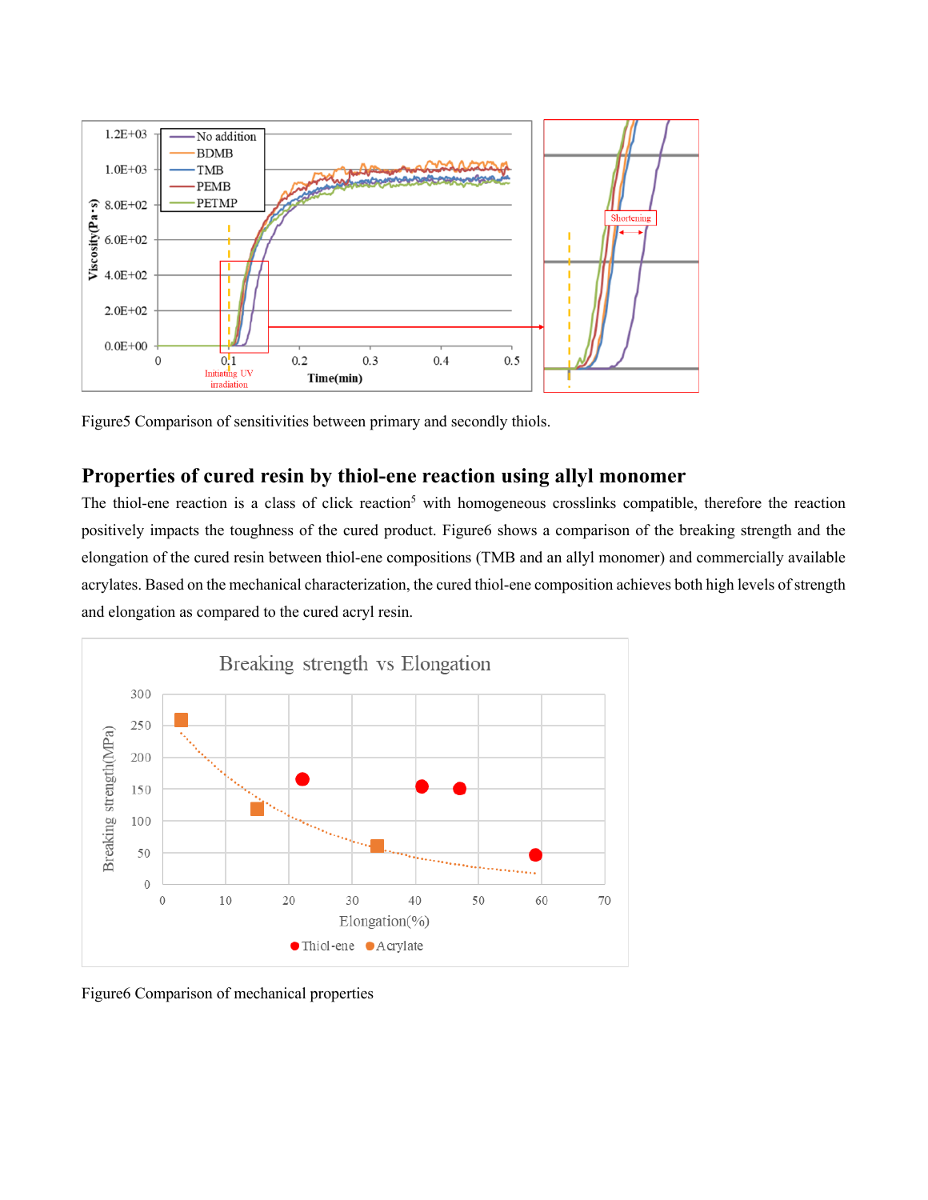Figure5 Comparison of sensitivities between primary and secondly thiols.

## Properties of cured resin by thiol-ene reaction using allyl monomer

The thiol-ene reaction is a class of click reaction[5] with homogeneous crosslinks compatible, therefore the reaction positively impacts the toughness of the cured product. Figure6 shows a comparison of the breaking strength and the elongation of the cured resin between thiol-ene compositions (TMB and an allyl monomer) and commercially available acrylates. Based on the mechanical characterization, the cured thiol-ene composition achieves both high levels of strength and elongation as compared to the cured acryl resin.

Figure6 Comparison of mechanical properties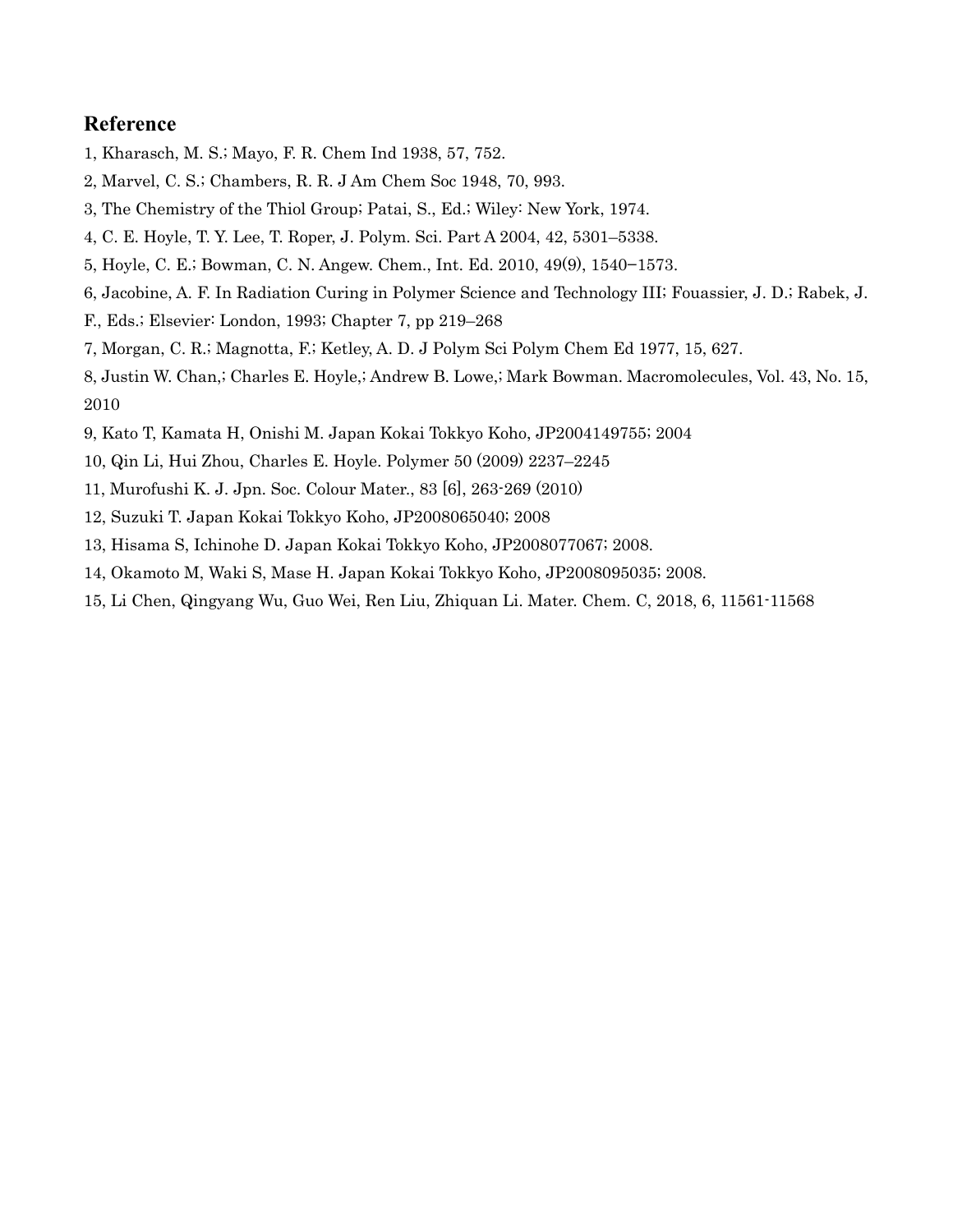## Reference

1, Kharasch, M. S.; Mayo, F. R. Chem Ind 1938, 57, 752.

2, Marvel, C. S.; Chambers, R. R. J Am Chem Soc 1948, 70, 993.

3, The Chemistry of the Thiol Group; Patai, S., Ed.; Wiley: New York, 1974.

4, C. E. Hoyle, T. Y. Lee, T. Roper, J. Polym. Sci. Part A 2004, 42, 5301–5338.

5, Hoyle, C. E.; Bowman, C. N. Angew. Chem., Int. Ed. 2010, 49(9), 1540−1573.

6, Jacobine, A. F. In Radiation Curing in Polymer Science and Technology III; Fouassier, J. D.; Rabek, J. F., Eds.; Elsevier: London, 1993; Chapter 7, pp 219–268

7, Morgan, C. R.; Magnotta, F.; Ketley, A. D. J Polym Sci Polym Chem Ed 1977, 15, 627.

8, Justin W. Chan,; Charles E. Hoyle,; Andrew B. Lowe,; Mark Bowman. Macromolecules, Vol. 43, No. 15, 2010

9, Kato T, Kamata H, Onishi M. Japan Kokai Tokkyo Koho, JP2004149755; 2004

10, Qin Li, Hui Zhou, Charles E. Hoyle. Polymer 50 (2009) 2237–2245

11, Murofushi K. J. Jpn. Soc. Colour Mater., 83 [6], 263-269 (2010)

12, Suzuki T. Japan Kokai Tokkyo Koho, JP2008065040; 2008

13, Hisama S, Ichinohe D. Japan Kokai Tokkyo Koho, JP2008077067; 2008.

14, Okamoto M, Waki S, Mase H. Japan Kokai Tokkyo Koho, JP2008095035; 2008.

15, Li Chen, Qingyang Wu, Guo Wei, Ren Liu, Zhiquan Li. Mater. Chem. C, 2018, 6, 11561-11568